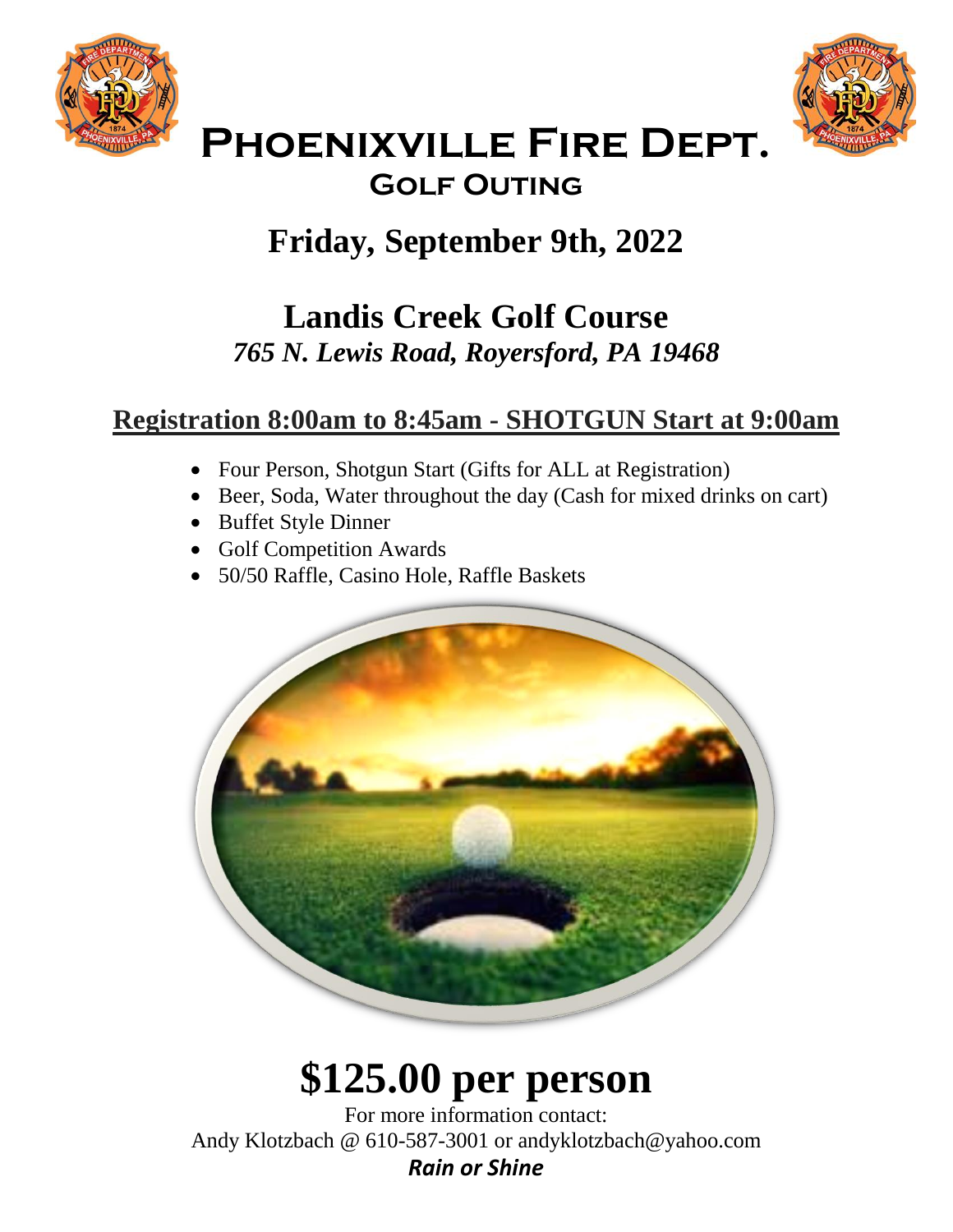# Phoenixville Fire Dept.

## Golf Outing

## Friday, September 9th, 2022

## Landis Creek Golf Course

***765 N. Lewis Road, Royersford, PA 19468***

**Registration 8:00am to 8:45am - SHOTGUN Start at 9:00am**

- Four Person, Shotgun Start (Gifts for ALL at Registration)
- Beer, Soda, Water throughout the day (Cash for mixed drinks on cart)
- Buffet Style Dinner
- Golf Competition Awards
- 50/50 Raffle, Casino Hole, Raffle Baskets

# $125.00 per person

For more information contact:
Andy Klotzbach @ 610-587-3001 or andyklotzbach@yahoo.com

***Rain or Shine***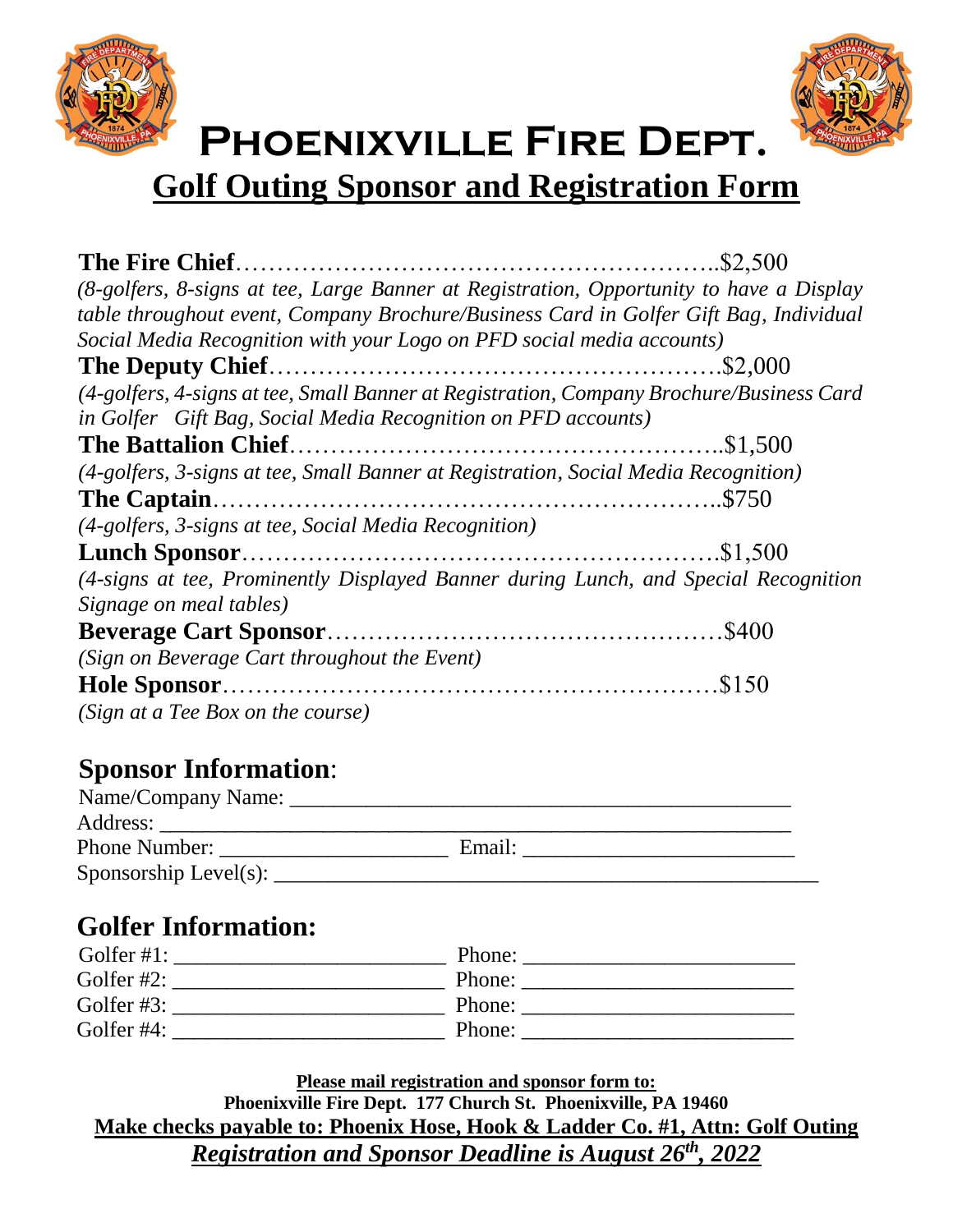# Phoenixville Fire Dept.

## Golf Outing Sponsor and Registration Form

**The Fire Chief**……………………………………………………..$2,500
*(8-golfers, 8-signs at tee, Large Banner at Registration, Opportunity to have a Display table throughout event, Company Brochure/Business Card in Golfer Gift Bag, Individual Social Media Recognition with your Logo on PFD social media accounts)*

**The Deputy Chief**……………………………………………….$2,000
*(4-golfers, 4-signs at tee, Small Banner at Registration, Company Brochure/Business Card in Golfer Gift Bag, Social Media Recognition on PFD accounts)*

**The Battalion Chief**……………………………………………..$1,500
*(4-golfers, 3-signs at tee, Small Banner at Registration, Social Media Recognition)*

**The Captain**……………………………………………………..$750
*(4-golfers, 3-signs at tee, Social Media Recognition)*

**Lunch Sponsor**…………………………………………………$1,500
*(4-signs at tee, Prominently Displayed Banner during Lunch, and Special Recognition Signage on meal tables)*

**Beverage Cart Sponsor**…………………………………………$400
*(Sign on Beverage Cart throughout the Event)*

**Hole Sponsor**……………………………………………………$150
*(Sign at a Tee Box on the course)*

## Sponsor Information:

Name/Company Name: ______________________________________________

Address: ________________________________________________________

Phone Number: _____________________ Email: ________________________

Sponsorship Level(s): _______________________________________________

## Golfer Information:

Golfer #1: ________________________ Phone: ________________________

Golfer #2: ________________________ Phone: ________________________

Golfer #3: ________________________ Phone: ________________________

Golfer #4: ________________________ Phone: ________________________

**Please mail registration and sponsor form to:**

**Phoenixville Fire Dept. 177 Church St. Phoenixville, PA 19460**

**Make checks payable to: Phoenix Hose, Hook & Ladder Co. #1, Attn: Golf Outing**

***Registration and Sponsor Deadline is August 26th, 2022***